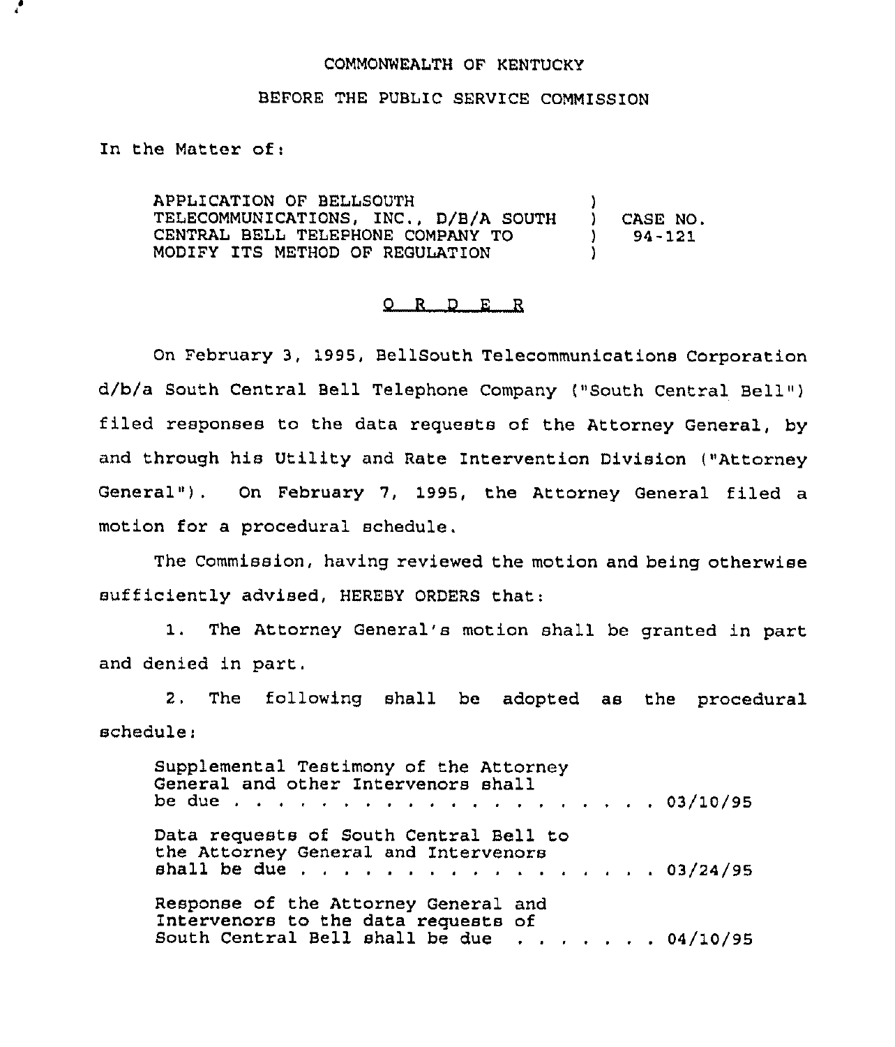COMMONWEALTH OF KENTUCKY

BEFORE THE PUBLIC SERVICE COMMISSION

In the Matter of:

| | | |
|---|---|---|
| APPLICATION OF BELLSOUTH TELECOMMUNICATIONS, INC., D/B/A SOUTH CENTRAL BELL TELEPHONE COMPANY TO MODIFY ITS METHOD OF REGULATION | ) ) ) ) | CASE NO. 94-121 |

# O R D E R

On February 3, 1995, BellSouth Telecommunications Corporation d/b/a South Central Bell Telephone Company ("South Central Bell") filed responses to the data requests of the Attorney General, by and through his Utility and Rate Intervention Division ("Attorney General"). On February 7, 1995, the Attorney General filed a motion for a procedural schedule.

The Commission, having reviewed the motion and being otherwise sufficiently advised, HEREBY ORDERS that:

1. The Attorney General's motion shall be granted in part and denied in part.

2. The following shall be adopted as the procedural schedule:

Supplemental Testimony of the Attorney General and other Intervenors shall be due . . . . . . . . . . . . . . . . . . . . . 03/10/95

Data requests of South Central Bell to the Attorney General and Intervenors shall be due . . . . . . . . . . . . . . . . . . 03/24/95

Response of the Attorney General and Intervenors to the data requests of South Central Bell shall be due . . . . . . . . 04/10/95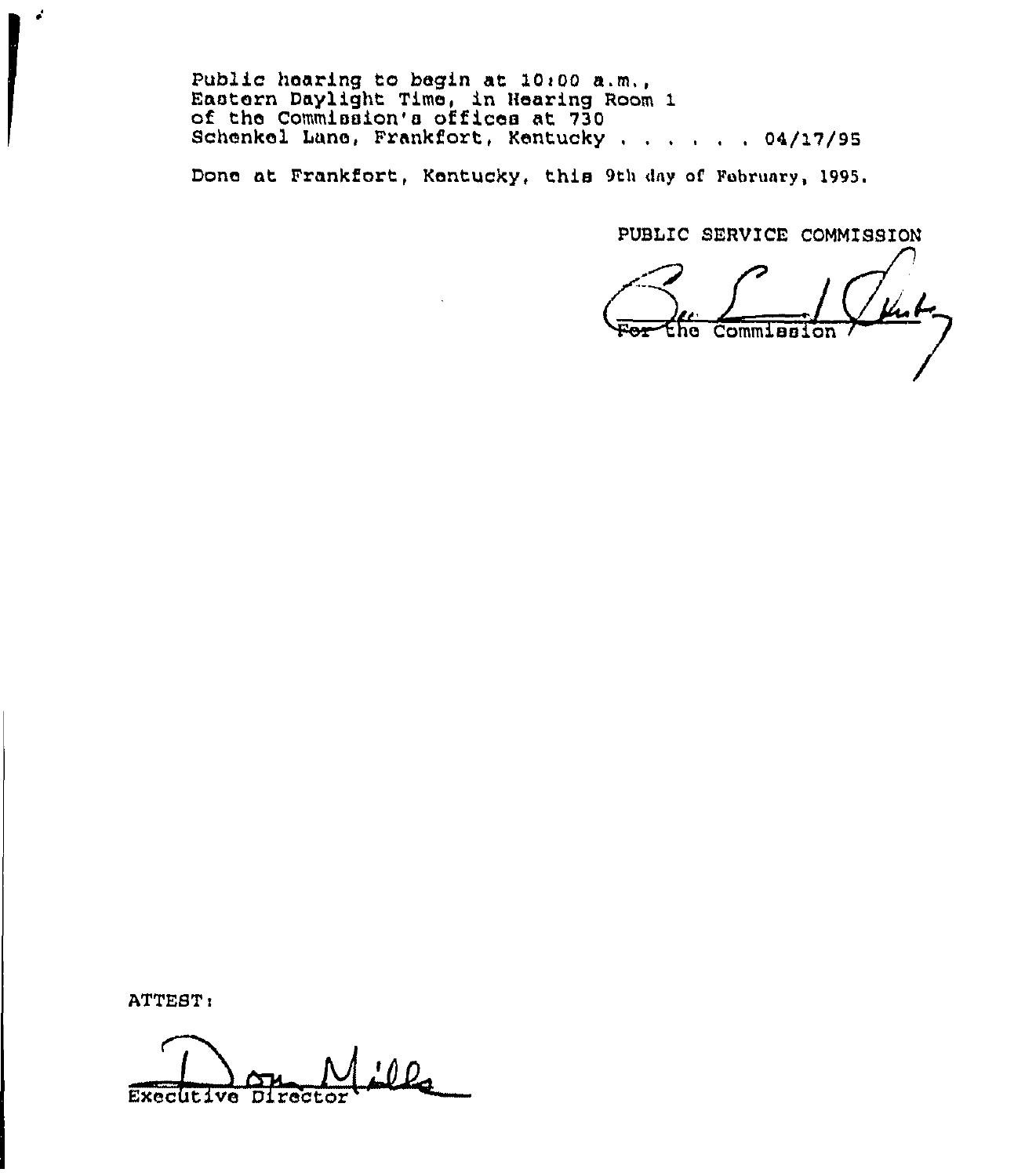Public hearing to begin at 10:00 a.m., Eastern Daylight Time, in Hearing Room 1 of the Commission's offices at 730 Schenkel Lane, Frankfort, Kentucky . . . . . . . 04/17/95

Done at Frankfort, Kentucky, this 9th day of February, 1995.

PUBLIC SERVICE COMMISSION

For the Commission

ATTEST:

Executive Director